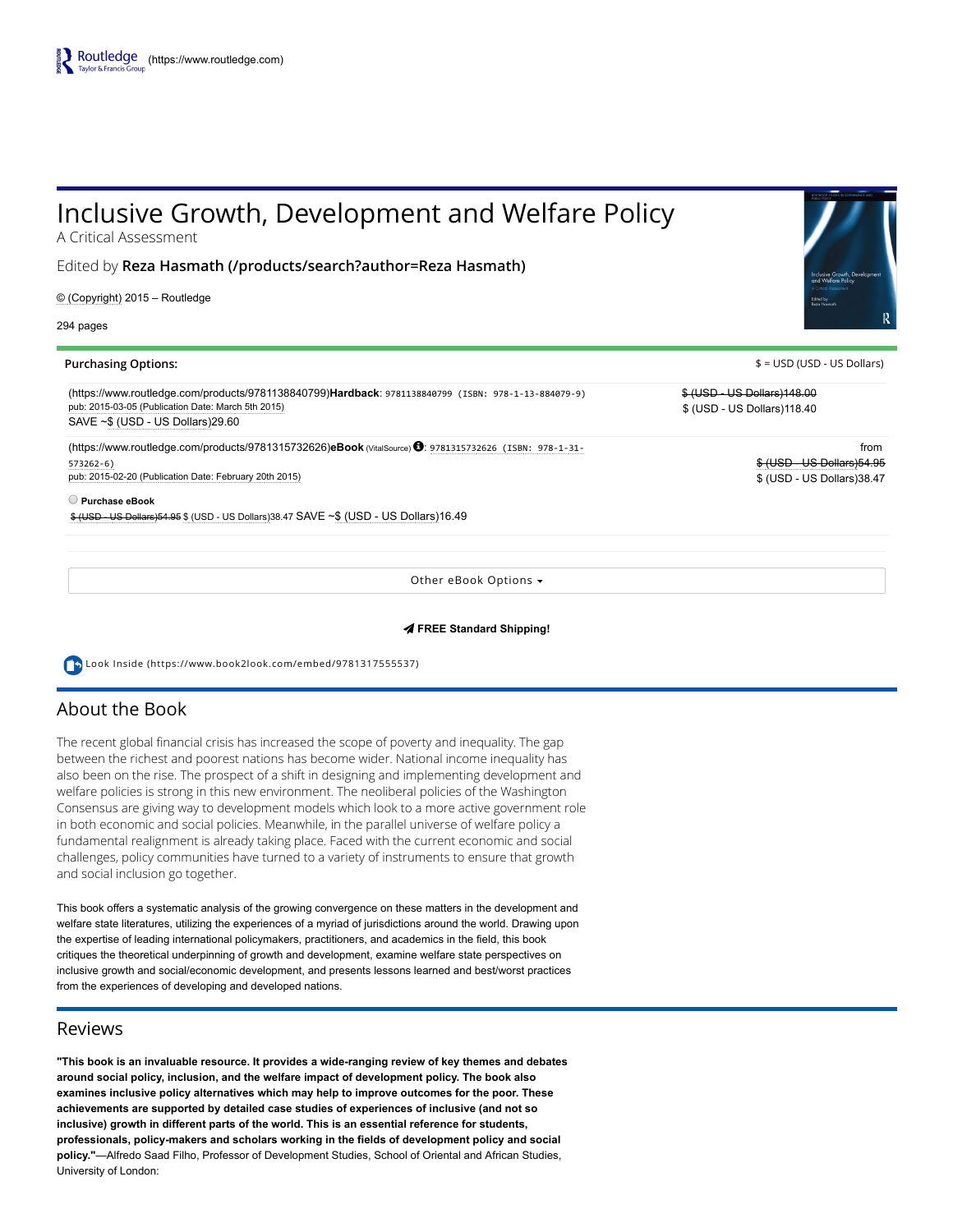Routledge (https://www.routledge.com)

# Inclusive Growth, Development and Welfare Policy

A Critical Assessment

Edited by **Reza Hasmath (/products/search?author=Reza Hasmath)**

© (Copyright) 2015 – Routledge

294 pages

**Purchasing Options:**

$ = USD (USD - US Dollars)

(https://www.routledge.com/products/9781138840799)**Hardback**: 9781138840799 (ISBN: 978-1-13-884079-9)
pub: 2015-03-05 (Publication Date: March 5th 2015)
SAVE ~$ (USD - US Dollars)29.60

~~$ (USD - US Dollars)148.00~~
$ (USD - US Dollars)118.40

(https://www.routledge.com/products/9781315732626)**eBook** (VitalSource): 9781315732626 (ISBN: 978-1-31-573262-6)
pub: 2015-02-20 (Publication Date: February 20th 2015)

from
~~$ (USD - US Dollars)54.95~~
$ (USD - US Dollars)38.47

**Purchase eBook**
~~$ (USD - US Dollars)54.95~~ $ (USD - US Dollars)38.47 SAVE ~$ (USD - US Dollars)16.49

Other eBook Options

**FREE Standard Shipping!**

Look Inside (https://www.book2look.com/embed/9781317555537)

## About the Book

The recent global financial crisis has increased the scope of poverty and inequality. The gap between the richest and poorest nations has become wider. National income inequality has also been on the rise. The prospect of a shift in designing and implementing development and welfare policies is strong in this new environment. The neoliberal policies of the Washington Consensus are giving way to development models which look to a more active government role in both economic and social policies. Meanwhile, in the parallel universe of welfare policy a fundamental realignment is already taking place. Faced with the current economic and social challenges, policy communities have turned to a variety of instruments to ensure that growth and social inclusion go together.

This book offers a systematic analysis of the growing convergence on these matters in the development and welfare state literatures, utilizing the experiences of a myriad of jurisdictions around the world. Drawing upon the expertise of leading international policymakers, practitioners, and academics in the field, this book critiques the theoretical underpinning of growth and development, examine welfare state perspectives on inclusive growth and social/economic development, and presents lessons learned and best/worst practices from the experiences of developing and developed nations.

## Reviews

**"This book is an invaluable resource. It provides a wide-ranging review of key themes and debates around social policy, inclusion, and the welfare impact of development policy. The book also examines inclusive policy alternatives which may help to improve outcomes for the poor. These achievements are supported by detailed case studies of experiences of inclusive (and not so inclusive) growth in different parts of the world. This is an essential reference for students, professionals, policy-makers and scholars working in the fields of development policy and social policy."**—Alfredo Saad Filho, Professor of Development Studies, School of Oriental and African Studies, University of London: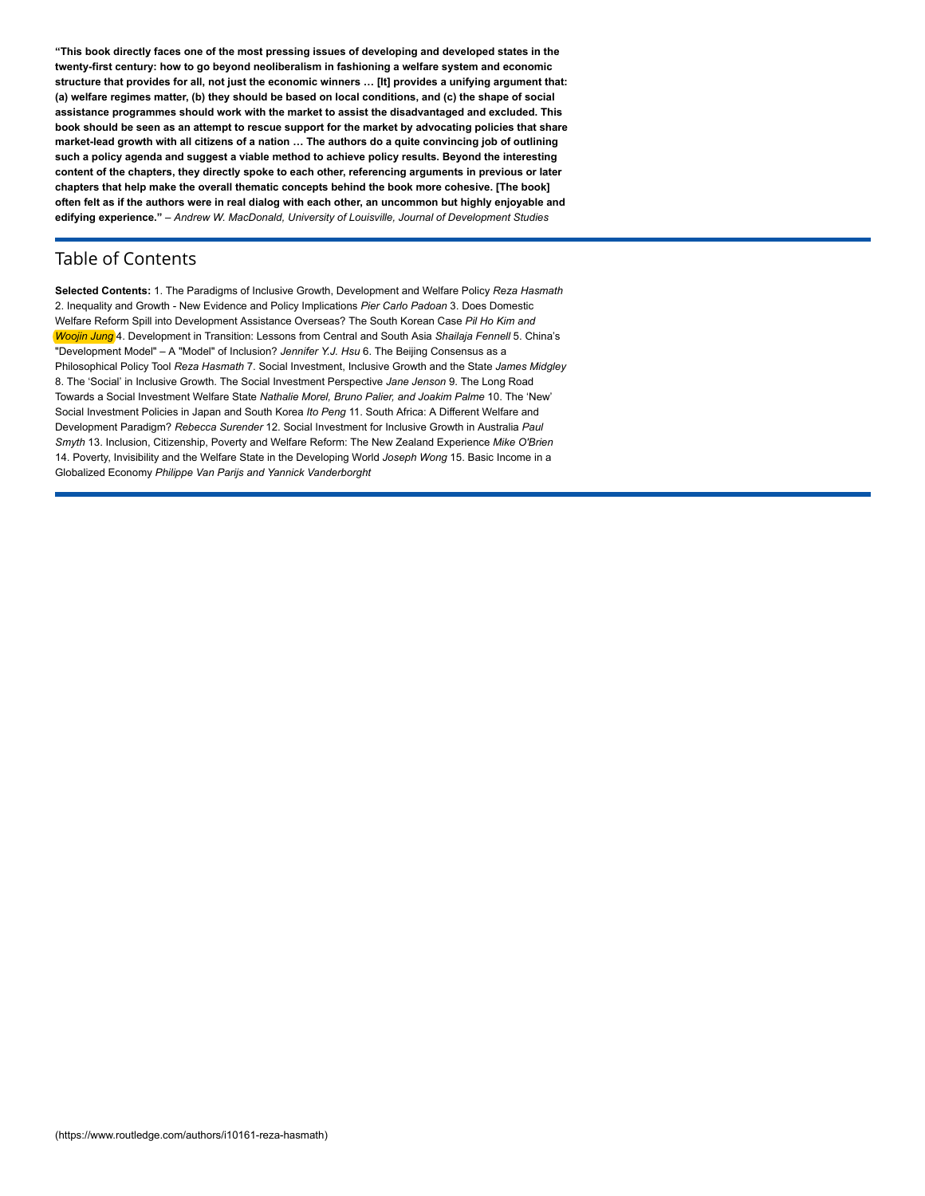**"This book directly faces one of the most pressing issues of developing and developed states in the twenty-first century: how to go beyond neoliberalism in fashioning a welfare system and economic structure that provides for all, not just the economic winners … [It] provides a unifying argument that: (a) welfare regimes matter, (b) they should be based on local conditions, and (c) the shape of social assistance programmes should work with the market to assist the disadvantaged and excluded. This book should be seen as an attempt to rescue support for the market by advocating policies that share market-lead growth with all citizens of a nation … The authors do a quite convincing job of outlining such a policy agenda and suggest a viable method to achieve policy results. Beyond the interesting content of the chapters, they directly spoke to each other, referencing arguments in previous or later chapters that help make the overall thematic concepts behind the book more cohesive. [The book] often felt as if the authors were in real dialog with each other, an uncommon but highly enjoyable and edifying experience."** – *Andrew W. MacDonald, University of Louisville, Journal of Development Studies*

## Table of Contents

**Selected Contents:** 1. The Paradigms of Inclusive Growth, Development and Welfare Policy *Reza Hasmath* 2. Inequality and Growth - New Evidence and Policy Implications *Pier Carlo Padoan* 3. Does Domestic Welfare Reform Spill into Development Assistance Overseas? The South Korean Case *Pil Ho Kim and Woojin Jung* 4. Development in Transition: Lessons from Central and South Asia *Shailaja Fennell* 5. China's "Development Model" – A "Model" of Inclusion? *Jennifer Y.J. Hsu* 6. The Beijing Consensus as a Philosophical Policy Tool *Reza Hasmath* 7. Social Investment, Inclusive Growth and the State *James Midgley* 8. The 'Social' in Inclusive Growth. The Social Investment Perspective *Jane Jenson* 9. The Long Road Towards a Social Investment Welfare State *Nathalie Morel, Bruno Palier, and Joakim Palme* 10. The 'New' Social Investment Policies in Japan and South Korea *Ito Peng* 11. South Africa: A Different Welfare and Development Paradigm? *Rebecca Surender* 12. Social Investment for Inclusive Growth in Australia *Paul Smyth* 13. Inclusion, Citizenship, Poverty and Welfare Reform: The New Zealand Experience *Mike O'Brien* 14. Poverty, Invisibility and the Welfare State in the Developing World *Joseph Wong* 15. Basic Income in a Globalized Economy *Philippe Van Parijs and Yannick Vanderborght*

(https://www.routledge.com/authors/i10161-reza-hasmath)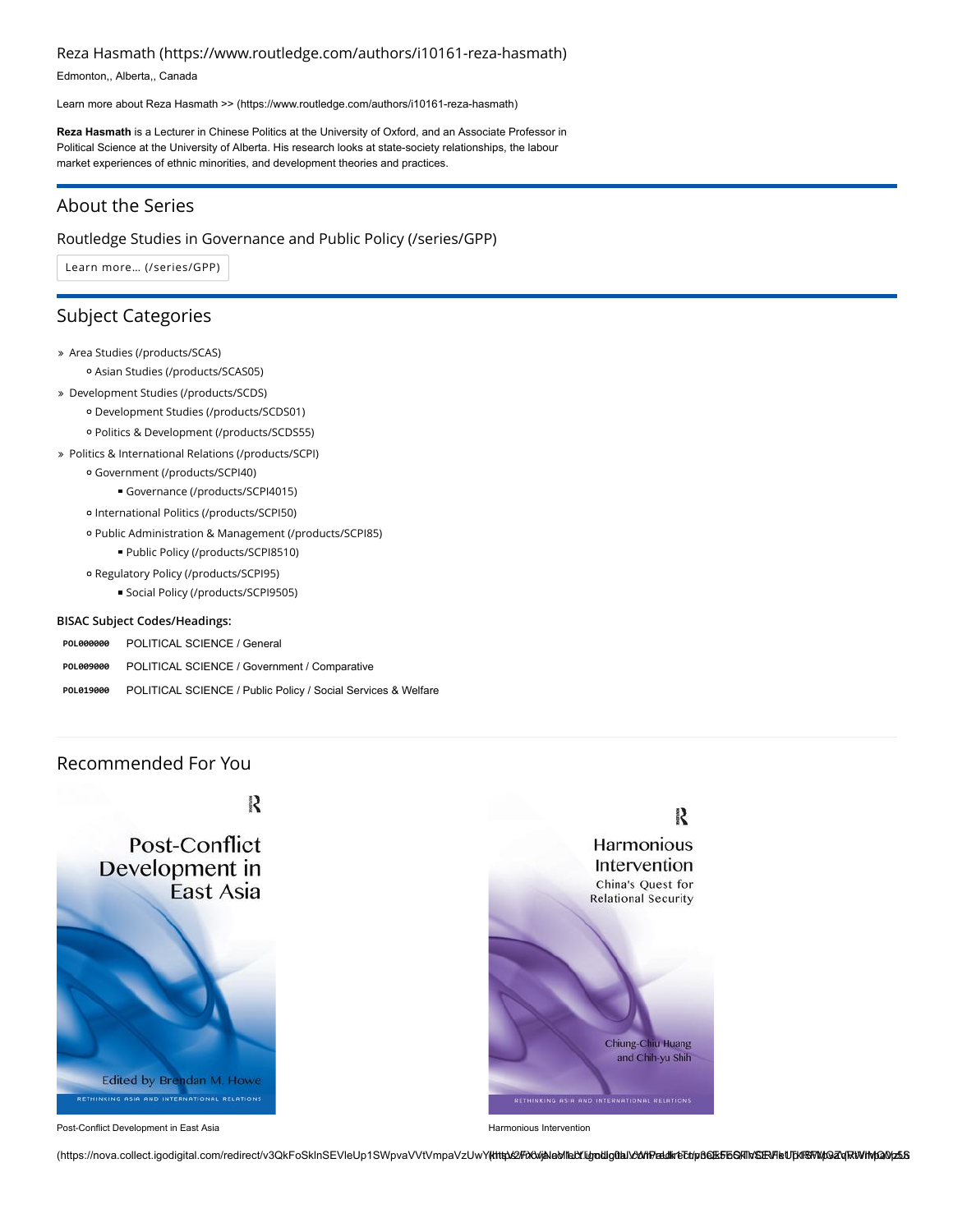Reza Hasmath (https://www.routledge.com/authors/i10161-reza-hasmath)

Edmonton,, Alberta,, Canada

Learn more about Reza Hasmath >> (https://www.routledge.com/authors/i10161-reza-hasmath)

**Reza Hasmath** is a Lecturer in Chinese Politics at the University of Oxford, and an Associate Professor in Political Science at the University of Alberta. His research looks at state-society relationships, the labour market experiences of ethnic minorities, and development theories and practices.

## About the Series

Routledge Studies in Governance and Public Policy (/series/GPP)

Learn more… (/series/GPP)

## Subject Categories

- Area Studies (/products/SCAS)
  - Asian Studies (/products/SCAS05)
- Development Studies (/products/SCDS)
  - Development Studies (/products/SCDS01)
  - Politics & Development (/products/SCDS55)
- Politics & International Relations (/products/SCPI)
  - Government (/products/SCPI40)
    - Governance (/products/SCPI4015)
  - International Politics (/products/SCPI50)
  - Public Administration & Management (/products/SCPI85)
    - Public Policy (/products/SCPI8510)
  - Regulatory Policy (/products/SCPI95)
    - Social Policy (/products/SCPI9505)

**BISAC Subject Codes/Headings:**

| | |
|---|---|
| POL000000 | POLITICAL SCIENCE / General |
| POL009000 | POLITICAL SCIENCE / Government / Comparative |
| POL019000 | POLITICAL SCIENCE / Public Policy / Social Services & Welfare |

## Recommended For You

Post-Conflict Development in East Asia

Harmonious Intervention

(https://nova.collect.igodigital.com/redirect/v3QkFoSklnSEVleUp1SWpvaVVtVmpaVzUwY